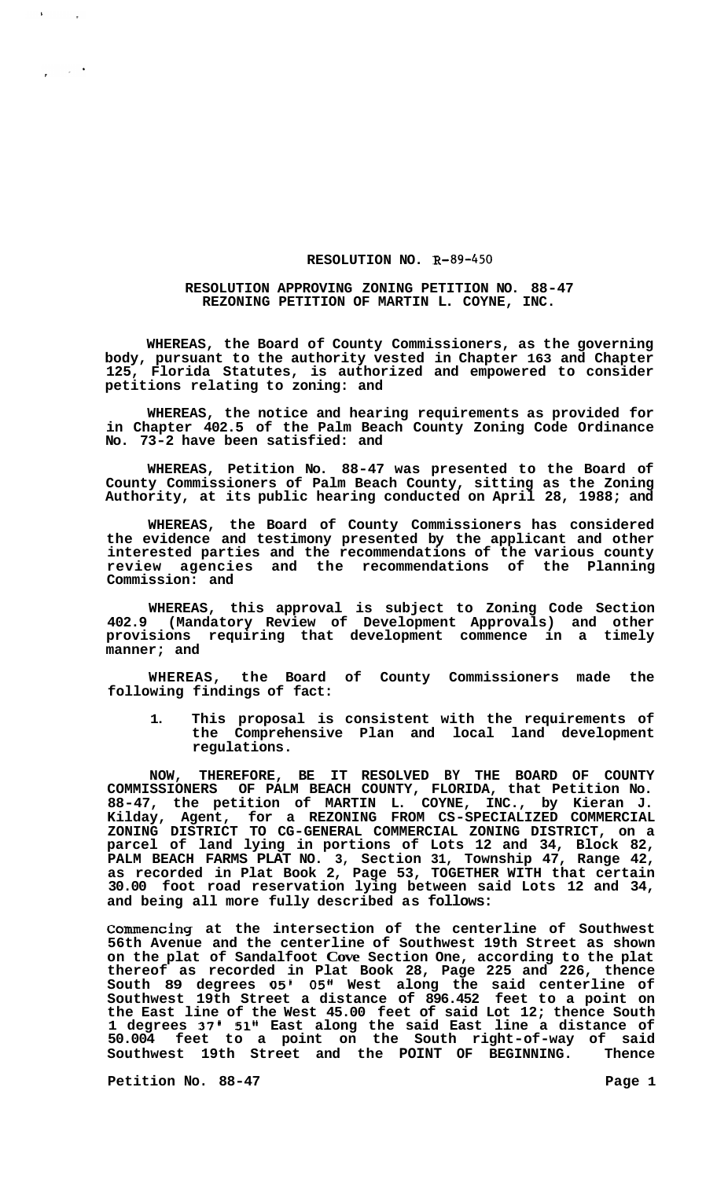**RESOLUTION NO. R-89-450**

**RESOLUTION APPROVING ZONING PETITION NO. 88-47**
**REZONING PETITION OF MARTIN L. COYNE, INC.**

**WHEREAS, the Board of County Commissioners, as the governing body, pursuant to the authority vested in Chapter 163 and Chapter 125, Florida Statutes, is authorized and empowered to consider petitions relating to zoning: and**

**WHEREAS, the notice and hearing requirements as provided for in Chapter 402.5 of the Palm Beach County Zoning Code Ordinance No. 73-2 have been satisfied: and**

**WHEREAS, Petition No. 88-47 was presented to the Board of County Commissioners of Palm Beach County, sitting as the Zoning Authority, at its public hearing conducted on April 28, 1988; and**

**WHEREAS, the Board of County Commissioners has considered the evidence and testimony presented by the applicant and other interested parties and the recommendations of the various county review agencies and the recommendations of the Planning Commission: and**

**WHEREAS, this approval is subject to Zoning Code Section 402.9 (Mandatory Review of Development Approvals) and other provisions requiring that development commence in a timely manner; and**

**WHEREAS, the Board of County Commissioners made the following findings of fact:**

1. **This proposal is consistent with the requirements of the Comprehensive Plan and local land development regulations.**

**NOW, THEREFORE, BE IT RESOLVED BY THE BOARD OF COUNTY COMMISSIONERS OF PALM BEACH COUNTY, FLORIDA, that Petition No. 88-47, the petition of MARTIN L. COYNE, INC., by Kieran J. Kilday, Agent, for a REZONING FROM CS-SPECIALIZED COMMERCIAL ZONING DISTRICT TO CG-GENERAL COMMERCIAL ZONING DISTRICT, on a parcel of land lying in portions of Lots 12 and 34, Block 82, PALM BEACH FARMS PLAT NO. 3, Section 31, Township 47, Range 42, as recorded in Plat Book 2, Page 53, TOGETHER WITH that certain 30.00 foot road reservation lying between said Lots 12 and 34, and being all more fully described as follows:**

**Commencing at the intersection of the centerline of Southwest 56th Avenue and the centerline of Southwest 19th Street as shown on the plat of Sandalfoot Cove Section One, according to the plat thereof as recorded in Plat Book 28, Page 225 and 226, thence South 89 degrees 05' 05" West along the said centerline of Southwest 19th Street a distance of 896.452 feet to a point on the East line of the West 45.00 feet of said Lot 12; thence South 1 degrees 37' 51" East along the said East line a distance of 50.004 feet to a point on the South right-of-way of said Southwest 19th Street and the POINT OF BEGINNING. Thence**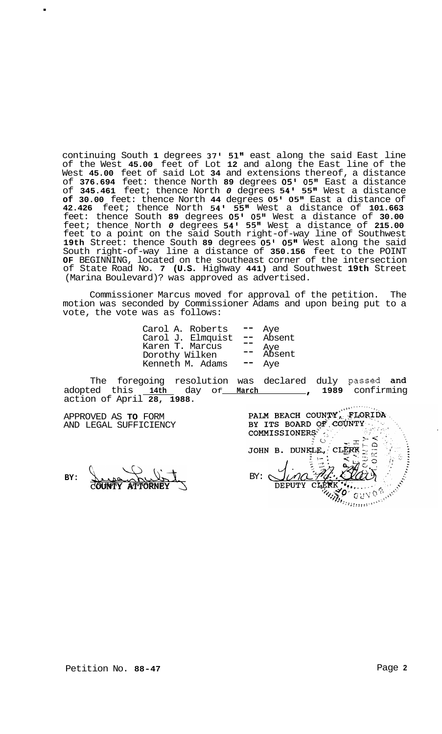continuing South 1 degrees 37' 51" east along the said East line of the West 45.00 feet of Lot 12 and along the East line of the West 45.00 feet of said Lot 34 and extensions thereof, a distance of 376.694 feet: thence North 89 degrees 05' 05" East a distance of 345.461 feet; thence North 0 degrees 54' 55" West a distance of 30.00 feet: thence North 44 degrees 05' 05" East a distance of 42.426 feet; thence North 54' 55" West a distance of 101.663 feet: thence South 89 degrees 05' 05" West a distance of 30.00 feet; thence North 0 degrees 54' 55" West a distance of 215.00 feet to a point on the said South right-of-way line of Southwest 19th Street: thence South 89 degrees 05' 05" West along the said South right-of-way line a distance of 350.156 feet to the POINT OF BEGINNING, located on the southeast corner of the intersection of State Road No. 7 (U.S. Highway 441) and Southwest 19th Street (Marina Boulevard)? was approved as advertised.

Commissioner Marcus moved for approval of the petition. The motion was seconded by Commissioner Adams and upon being put to a vote, the vote was as follows:

| | | |
|---|---|---|
| Carol A. Roberts | -- | Aye |
| Carol J. Elmquist | -- | Absent |
| Karen T. Marcus | -- | Aye |
| Dorothy Wilken | -- | Absent |
| Kenneth M. Adams | -- | Aye |

The foregoing resolution was declared duly passed and adopted this 14th day of March, 1989 confirming action of April 28, 1988.

APPROVED AS TO FORM
AND LEGAL SUFFICIENCY

BY: COUNTY ATTORNEY

PALM BEACH COUNTY, FLORIDA
BY ITS BOARD OF COUNTY
COMMISSIONERS

JOHN B. DUNKLE, CLERK

BY: DEPUTY CLERK

Petition No. 88-47